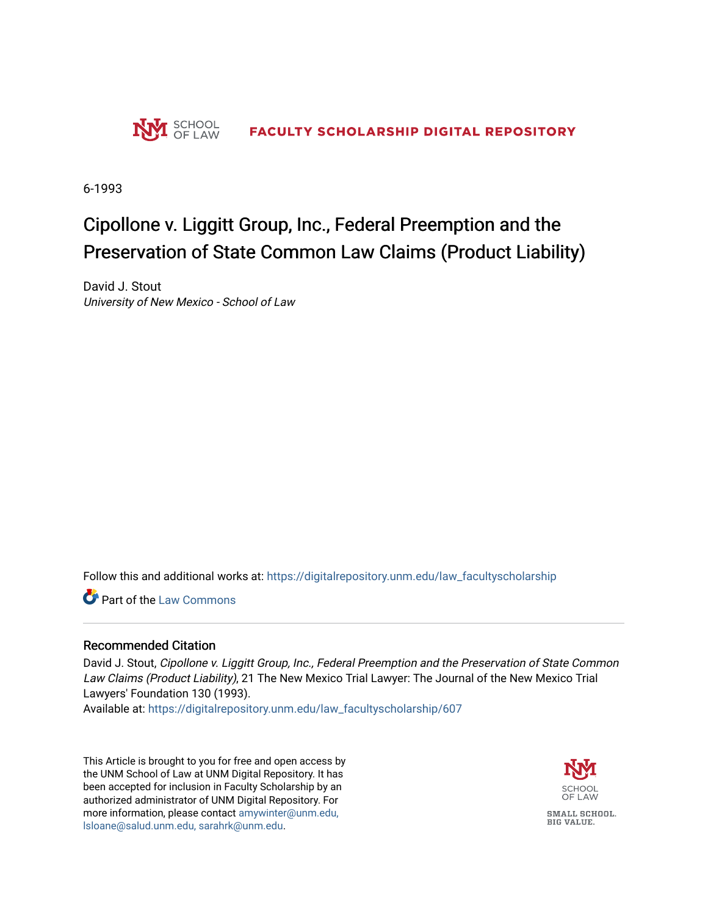SCHOOL OF LAW

FACULTY SCHOLARSHIP DIGITAL REPOSITORY

6-1993

# Cipollone v. Liggitt Group, Inc., Federal Preemption and the Preservation of State Common Law Claims (Product Liability)

David J. Stout
*University of New Mexico - School of Law*

Follow this and additional works at: https://digitalrepository.unm.edu/law_facultyscholarship

Part of the Law Commons

## Recommended Citation

David J. Stout, *Cipollone v. Liggitt Group, Inc., Federal Preemption and the Preservation of State Common Law Claims (Product Liability)*, 21 The New Mexico Trial Lawyer: The Journal of the New Mexico Trial Lawyers' Foundation 130 (1993).
Available at: https://digitalrepository.unm.edu/law_facultyscholarship/607

This Article is brought to you for free and open access by the UNM School of Law at UNM Digital Repository. It has been accepted for inclusion in Faculty Scholarship by an authorized administrator of UNM Digital Repository. For more information, please contact amywinter@unm.edu, lsloane@salud.unm.edu, sarahrk@unm.edu.

SCHOOL OF LAW

SMALL SCHOOL. BIG VALUE.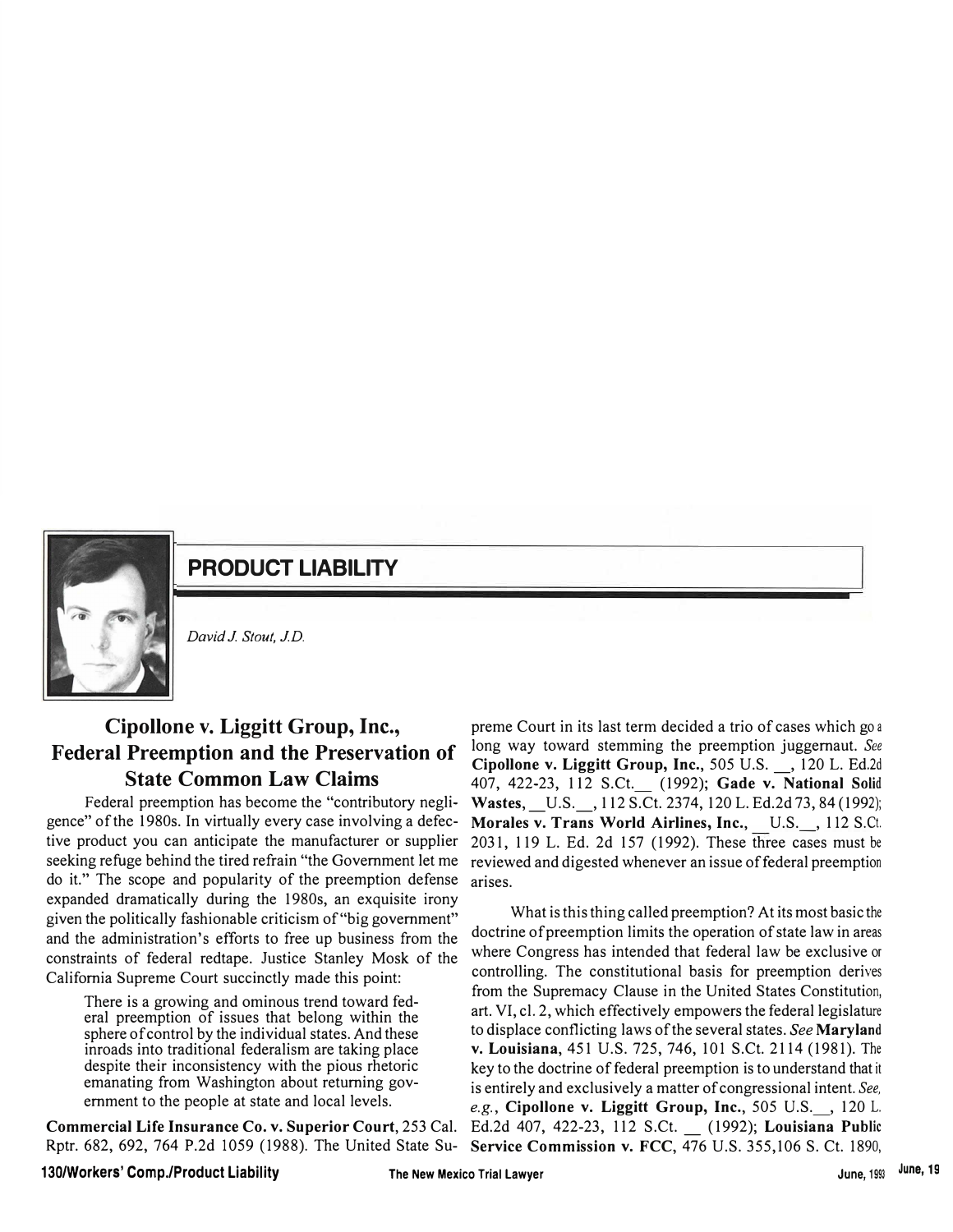## PRODUCT LIABILITY

*David J. Stout, J.D.*

# Cipollone v. Liggitt Group, Inc., Federal Preemption and the Preservation of State Common Law Claims

Federal preemption has become the "contributory negligence" of the 1980s. In virtually every case involving a defective product you can anticipate the manufacturer or supplier seeking refuge behind the tired refrain "the Government let me do it." The scope and popularity of the preemption defense expanded dramatically during the 1980s, an exquisite irony given the politically fashionable criticism of "big government" and the administration's efforts to free up business from the constraints of federal redtape. Justice Stanley Mosk of the California Supreme Court succinctly made this point:

> There is a growing and ominous trend toward federal preemption of issues that belong within the sphere of control by the individual states. And these inroads into traditional federalism are taking place despite their inconsistency with the pious rhetoric emanating from Washington about returning government to the people at state and local levels.

**Commercial Life Insurance Co. v. Superior Court**, 253 Cal. Rptr. 682, 692, 764 P.2d 1059 (1988). The United State Supreme Court in its last term decided a trio of cases which go a long way toward stemming the preemption juggernaut. *See* **Cipollone v. Liggitt Group, Inc.,** 505 U.S. __, 120 L. Ed.2d 407, 422-23, 112 S.Ct.__ (1992); **Gade v. National Solid Wastes,** __U.S.__, 112 S.Ct. 2374, 120 L. Ed.2d 73, 84 (1992); **Morales v. Trans World Airlines, Inc.,** __U.S.__, 112 S.Ct. 2031, 119 L. Ed. 2d 157 (1992). These three cases must be reviewed and digested whenever an issue of federal preemption arises.

What is this thing called preemption? At its most basic the doctrine of preemption limits the operation of state law in areas where Congress has intended that federal law be exclusive or controlling. The constitutional basis for preemption derives from the Supremacy Clause in the United States Constitution, art. VI, cl. 2, which effectively empowers the federal legislature to displace conflicting laws of the several states. *See* **Maryland v. Louisiana,** 451 U.S. 725, 746, 101 S.Ct. 2114 (1981). The key to the doctrine of federal preemption is to understand that it is entirely and exclusively a matter of congressional intent. *See, e.g.,* **Cipollone v. Liggitt Group, Inc.,** 505 U.S.__, 120 L. Ed.2d 407, 422-23, 112 S.Ct. __ (1992); **Louisiana Public Service Commission v. FCC,** 476 U.S. 355,106 S. Ct. 1890,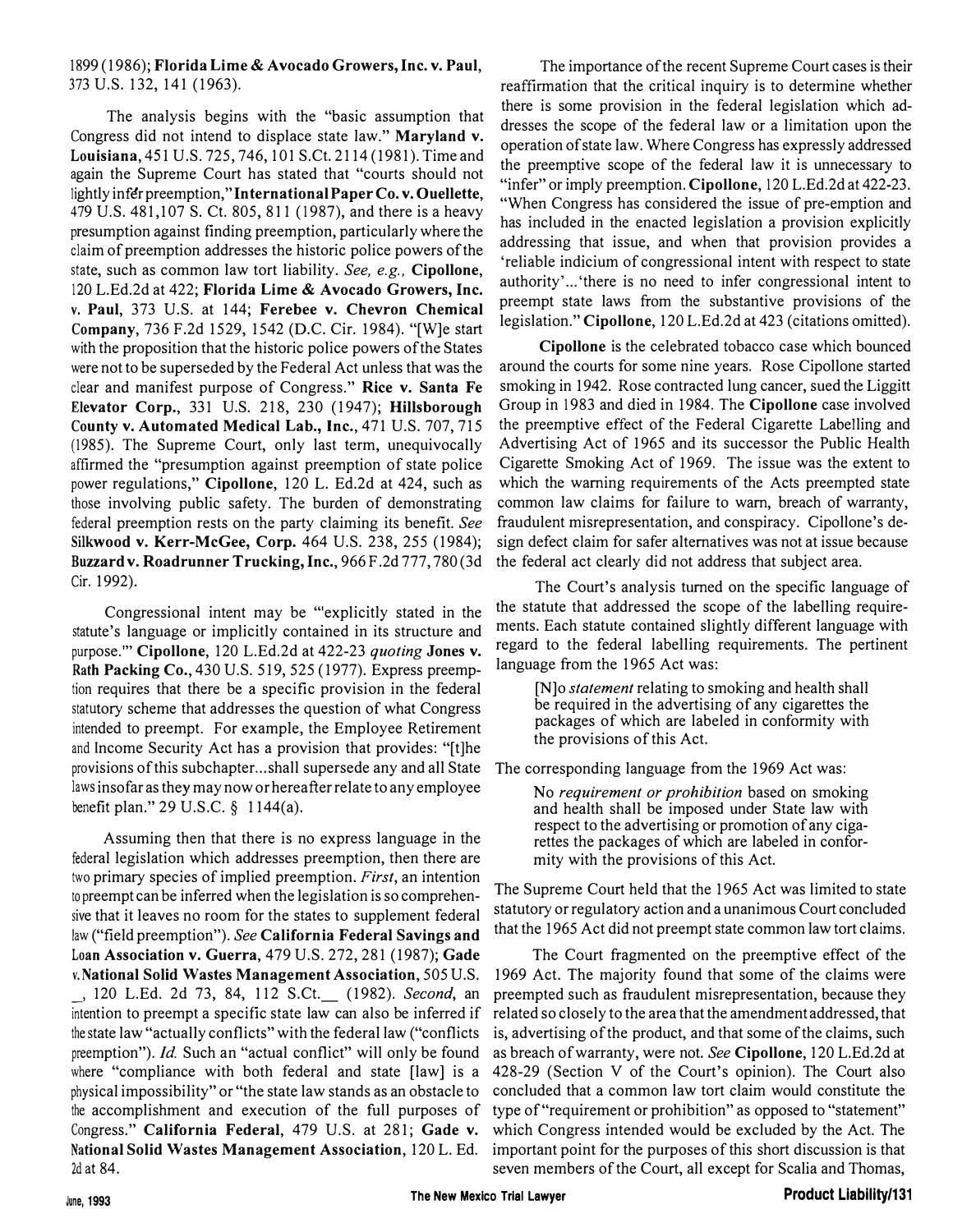1899 (1986); **Florida Lime & Avocado Growers, Inc. v. Paul**, 373 U.S. 132, 141 (1963).

The analysis begins with the "basic assumption that Congress did not intend to displace state law." **Maryland v. Louisiana**, 451 U.S. 725, 746, 101 S.Ct. 2114 (1981). Time and again the Supreme Court has stated that "courts should not lightly infer preemption," **International Paper Co. v. Ouellette**, 479 U.S. 481,107 S. Ct. 805, 811 (1987), and there is a heavy presumption against finding preemption, particularly where the claim of preemption addresses the historic police powers of the state, such as common law tort liability. *See, e.g.,* **Cipollone**, 120 L.Ed.2d at 422; **Florida Lime & Avocado Growers, Inc. v. Paul**, 373 U.S. at 144; **Ferebee v. Chevron Chemical Company**, 736 F.2d 1529, 1542 (D.C. Cir. 1984). "[W]e start with the proposition that the historic police powers of the States were not to be superseded by the Federal Act unless that was the clear and manifest purpose of Congress." **Rice v. Santa Fe Elevator Corp.**, 331 U.S. 218, 230 (1947); **Hillsborough County v. Automated Medical Lab., Inc.**, 471 U.S. 707, 715 (1985). The Supreme Court, only last term, unequivocally affirmed the "presumption against preemption of state police power regulations," **Cipollone**, 120 L. Ed.2d at 424, such as those involving public safety. The burden of demonstrating federal preemption rests on the party claiming its benefit. *See* **Silkwood v. Kerr-McGee, Corp.** 464 U.S. 238, 255 (1984); **Buzzard v. Roadrunner Trucking, Inc.**, 966 F.2d 777, 780 (3d Cir. 1992).

Congressional intent may be "'explicitly stated in the statute's language or implicitly contained in its structure and purpose.'" **Cipollone**, 120 L.Ed.2d at 422-23 *quoting* **Jones v. Rath Packing Co.**, 430 U.S. 519, 525 (1977). Express preemption requires that there be a specific provision in the federal statutory scheme that addresses the question of what Congress intended to preempt. For example, the Employee Retirement and Income Security Act has a provision that provides: "[t]he provisions of this subchapter...shall supersede any and all State laws insofar as they may now or hereafter relate to any employee benefit plan." 29 U.S.C. § 1144(a).

Assuming then that there is no express language in the federal legislation which addresses preemption, then there are two primary species of implied preemption. *First*, an intention to preempt can be inferred when the legislation is so comprehensive that it leaves no room for the states to supplement federal law ("field preemption"). *See* **California Federal Savings and Loan Association v. Guerra**, 479 U.S. 272, 281 (1987); **Gade v. National Solid Wastes Management Association**, 505 U.S. _, 120 L.Ed. 2d 73, 84, 112 S.Ct.__ (1982). *Second*, an intention to preempt a specific state law can also be inferred if the state law "actually conflicts" with the federal law ("conflicts preemption"). *Id.* Such an "actual conflict" will only be found where "compliance with both federal and state [law] is a physical impossibility" or "the state law stands as an obstacle to the accomplishment and execution of the full purposes of Congress." **California Federal**, 479 U.S. at 281; **Gade v. National Solid Wastes Management Association**, 120 L. Ed. 2d at 84.

The importance of the recent Supreme Court cases is their reaffirmation that the critical inquiry is to determine whether there is some provision in the federal legislation which addresses the scope of the federal law or a limitation upon the operation of state law. Where Congress has expressly addressed the preemptive scope of the federal law it is unnecessary to "infer" or imply preemption. **Cipollone**, 120 L.Ed.2d at 422-23. "When Congress has considered the issue of pre-emption and has included in the enacted legislation a provision explicitly addressing that issue, and when that provision provides a 'reliable indicium of congressional intent with respect to state authority'...'there is no need to infer congressional intent to preempt state laws from the substantive provisions of the legislation." **Cipollone**, 120 L.Ed.2d at 423 (citations omitted).

**Cipollone** is the celebrated tobacco case which bounced around the courts for some nine years. Rose Cipollone started smoking in 1942. Rose contracted lung cancer, sued the Liggitt Group in 1983 and died in 1984. The **Cipollone** case involved the preemptive effect of the Federal Cigarette Labelling and Advertising Act of 1965 and its successor the Public Health Cigarette Smoking Act of 1969. The issue was the extent to which the warning requirements of the Acts preempted state common law claims for failure to warn, breach of warranty, fraudulent misrepresentation, and conspiracy. Cipollone's design defect claim for safer alternatives was not at issue because the federal act clearly did not address that subject area.

The Court's analysis turned on the specific language of the statute that addressed the scope of the labelling requirements. Each statute contained slightly different language with regard to the federal labelling requirements. The pertinent language from the 1965 Act was:

> [N]o *statement* relating to smoking and health shall be required in the advertising of any cigarettes the packages of which are labeled in conformity with the provisions of this Act.

The corresponding language from the 1969 Act was:

> No *requirement or prohibition* based on smoking and health shall be imposed under State law with respect to the advertising or promotion of any cigarettes the packages of which are labeled in conformity with the provisions of this Act.

The Supreme Court held that the 1965 Act was limited to state statutory or regulatory action and a unanimous Court concluded that the 1965 Act did not preempt state common law tort claims.

The Court fragmented on the preemptive effect of the 1969 Act. The majority found that some of the claims were preempted such as fraudulent misrepresentation, because they related so closely to the area that the amendment addressed, that is, advertising of the product, and that some of the claims, such as breach of warranty, were not. *See* **Cipollone**, 120 L.Ed.2d at 428-29 (Section V of the Court's opinion). The Court also concluded that a common law tort claim would constitute the type of "requirement or prohibition" as opposed to "statement" which Congress intended would be excluded by the Act. The important point for the purposes of this short discussion is that seven members of the Court, all except for Scalia and Thomas,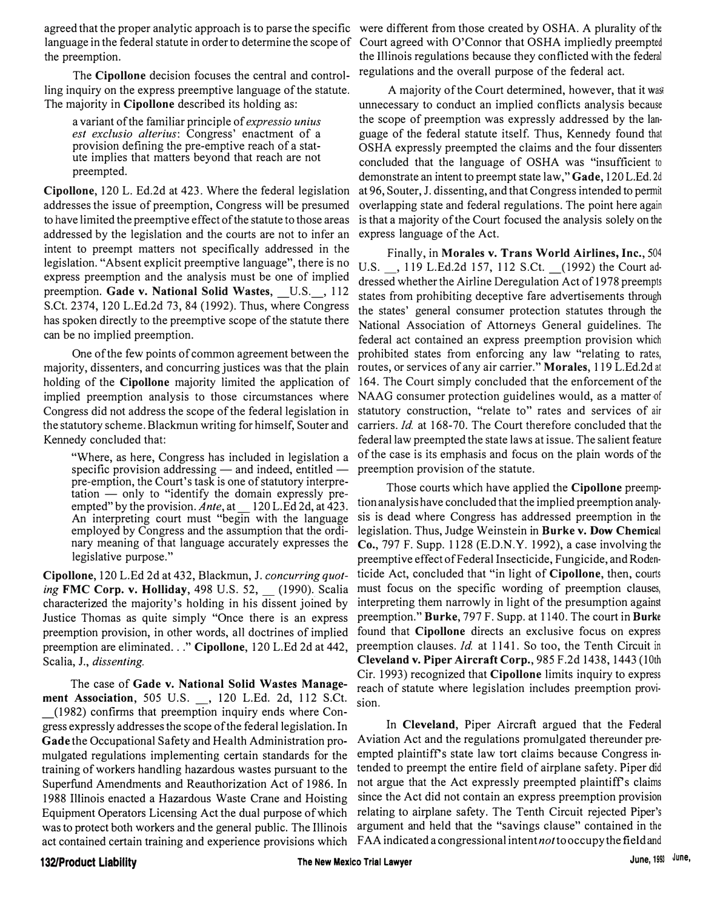agreed that the proper analytic approach is to parse the specific language in the federal statute in order to determine the scope of the preemption.

The **Cipollone** decision focuses the central and controlling inquiry on the express preemptive language of the statute. The majority in **Cipollone** described its holding as:

> a variant of the familiar principle of *expressio unius est exclusio alterius*: Congress' enactment of a provision defining the pre-emptive reach of a statute implies that matters beyond that reach are not preempted.

**Cipollone**, 120 L. Ed.2d at 423. Where the federal legislation addresses the issue of preemption, Congress will be presumed to have limited the preemptive effect of the statute to those areas addressed by the legislation and the courts are not to infer an intent to preempt matters not specifically addressed in the legislation. "Absent explicit preemptive language", there is no express preemption and the analysis must be one of implied preemption. **Gade v. National Solid Wastes**, __U.S.__, 112 S.Ct. 2374, 120 L.Ed.2d 73, 84 (1992). Thus, where Congress has spoken directly to the preemptive scope of the statute there can be no implied preemption.

One of the few points of common agreement between the majority, dissenters, and concurring justices was that the plain holding of the **Cipollone** majority limited the application of implied preemption analysis to those circumstances where Congress did not address the scope of the federal legislation in the statutory scheme. Blackmun writing for himself, Souter and Kennedy concluded that:

> "Where, as here, Congress has included in legislation a specific provision addressing — and indeed, entitled — pre-emption, the Court's task is one of statutory interpretation — only to "identify the domain expressly preempted" by the provision. *Ante*, at __ 120 L.Ed 2d, at 423. An interpreting court must "begin with the language employed by Congress and the assumption that the ordinary meaning of that language accurately expresses the legislative purpose."

**Cipollone**, 120 L.Ed 2d at 432, Blackmun, J. *concurring quoting* **FMC Corp. v. Holliday**, 498 U.S. 52, __ (1990). Scalia characterized the majority's holding in his dissent joined by Justice Thomas as quite simply "Once there is an express preemption provision, in other words, all doctrines of implied preemption are eliminated. . ." **Cipollone**, 120 L.Ed 2d at 442, Scalia, J., *dissenting.*

The case of **Gade v. National Solid Wastes Management Association**, 505 U.S. __, 120 L.Ed. 2d, 112 S.Ct. __(1982) confirms that preemption inquiry ends where Congress expressly addresses the scope of the federal legislation. In **Gade** the Occupational Safety and Health Administration promulgated regulations implementing certain standards for the training of workers handling hazardous wastes pursuant to the Superfund Amendments and Reauthorization Act of 1986. In 1988 Illinois enacted a Hazardous Waste Crane and Hoisting Equipment Operators Licensing Act the dual purpose of which was to protect both workers and the general public. The Illinois act contained certain training and experience provisions which were different from those created by OSHA. A plurality of the Court agreed with O'Connor that OSHA impliedly preempted the Illinois regulations because they conflicted with the federal regulations and the overall purpose of the federal act.

A majority of the Court determined, however, that it was unnecessary to conduct an implied conflicts analysis because the scope of preemption was expressly addressed by the language of the federal statute itself. Thus, Kennedy found that OSHA expressly preempted the claims and the four dissenters concluded that the language of OSHA was "insufficient to demonstrate an intent to preempt state law," **Gade**, 120 L.Ed. 2d at 96, Souter, J. dissenting, and that Congress intended to permit overlapping state and federal regulations. The point here again is that a majority of the Court focused the analysis solely on the express language of the Act.

Finally, in **Morales v. Trans World Airlines, Inc.**, 504 U.S. __, 119 L.Ed.2d 157, 112 S.Ct. __(1992) the Court addressed whether the Airline Deregulation Act of 1978 preempts states from prohibiting deceptive fare advertisements through the states' general consumer protection statutes through the National Association of Attorneys General guidelines. The federal act contained an express preemption provision which prohibited states from enforcing any law "relating to rates, routes, or services of any air carrier." **Morales**, 119 L.Ed.2d at 164. The Court simply concluded that the enforcement of the NAAG consumer protection guidelines would, as a matter of statutory construction, "relate to" rates and services of air carriers. *Id.* at 168-70. The Court therefore concluded that the federal law preempted the state laws at issue. The salient feature of the case is its emphasis and focus on the plain words of the preemption provision of the statute.

Those courts which have applied the **Cipollone** preemption analysis have concluded that the implied preemption analysis is dead where Congress has addressed preemption in the legislation. Thus, Judge Weinstein in **Burke v. Dow Chemical Co.**, 797 F. Supp. 1128 (E.D.N.Y. 1992), a case involving the preemptive effect of Federal Insecticide, Fungicide, and Rodenticide Act, concluded that "in light of **Cipollone**, then, courts must focus on the specific wording of preemption clauses, interpreting them narrowly in light of the presumption against preemption." **Burke**, 797 F. Supp. at 1140. The court in **Burke** found that **Cipollone** directs an exclusive focus on express preemption clauses. *Id.* at 1141. So too, the Tenth Circuit in **Cleveland v. Piper Aircraft Corp.**, 985 F.2d 1438, 1443 (10th Cir. 1993) recognized that **Cipollone** limits inquiry to express reach of statute where legislation includes preemption provision.

In **Cleveland**, Piper Aircraft argued that the Federal Aviation Act and the regulations promulgated thereunder preempted plaintiff's state law tort claims because Congress intended to preempt the entire field of airplane safety. Piper did not argue that the Act expressly preempted plaintiff's claims since the Act did not contain an express preemption provision relating to airplane safety. The Tenth Circuit rejected Piper's argument and held that the "savings clause" contained in the FAA indicated a congressional intent *not* to occupy the field and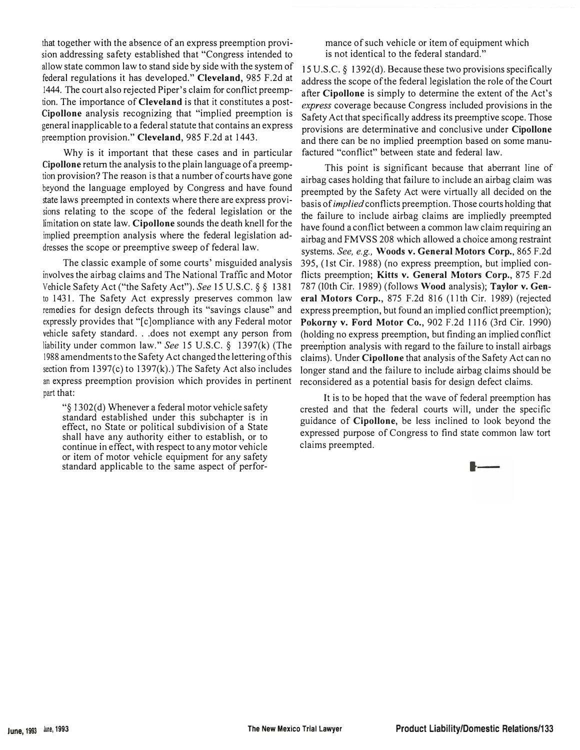that together with the absence of an express preemption provision addressing safety established that "Congress intended to allow state common law to stand side by side with the system of federal regulations it has developed." **Cleveland**, 985 F.2d at 1444. The court also rejected Piper's claim for conflict preemption. The importance of **Cleveland** is that it constitutes a post-**Cipollone** analysis recognizing that "implied preemption is general inapplicable to a federal statute that contains an express preemption provision." **Cleveland**, 985 F.2d at 1443.

Why is it important that these cases and in particular **Cipollone** return the analysis to the plain language of a preemption provision? The reason is that a number of courts have gone beyond the language employed by Congress and have found state laws preempted in contexts where there are express provisions relating to the scope of the federal legislation or the limitation on state law. **Cipollone** sounds the death knell for the implied preemption analysis where the federal legislation addresses the scope or preemptive sweep of federal law.

The classic example of some courts' misguided analysis involves the airbag claims and The National Traffic and Motor Vehicle Safety Act ("the Safety Act"). *See* 15 U.S.C. § § 1381 to 1431. The Safety Act expressly preserves common law remedies for design defects through its "savings clause" and expressly provides that "[c]ompliance with any Federal motor vehicle safety standard. . .does not exempt any person from liability under common law." *See* 15 U.S.C. § 1397(k) (The 1988 amendments to the Safety Act changed the lettering of this section from 1397(c) to 1397(k).) The Safety Act also includes an express preemption provision which provides in pertinent part that:

> "§ 1302(d) Whenever a federal motor vehicle safety standard established under this subchapter is in effect, no State or political subdivision of a State shall have any authority either to establish, or to continue in effect, with respect to any motor vehicle or item of motor vehicle equipment for any safety standard applicable to the same aspect of performance of such vehicle or item of equipment which is not identical to the federal standard."

15 U.S.C. § 1392(d). Because these two provisions specifically address the scope of the federal legislation the role of the Court after **Cipollone** is simply to determine the extent of the Act's *express* coverage because Congress included provisions in the Safety Act that specifically address its preemptive scope. Those provisions are determinative and conclusive under **Cipollone** and there can be no implied preemption based on some manufactured "conflict" between state and federal law.

This point is significant because that aberrant line of airbag cases holding that failure to include an airbag claim was preempted by the Safety Act were virtually all decided on the basis of *implied* conflicts preemption. Those courts holding that the failure to include airbag claims are impliedly preempted have found a conflict between a common law claim requiring an airbag and FMVSS 208 which allowed a choice among restraint systems. *See, e.g.,* **Woods v. General Motors Corp.**, 865 F.2d 395, (1st Cir. 1988) (no express preemption, but implied conflicts preemption; **Kitts v. General Motors Corp.**, 875 F.2d 787 (10th Cir. 1989) (follows **Wood** analysis); **Taylor v. General Motors Corp.**, 875 F.2d 816 (11th Cir. 1989) (rejected express preemption, but found an implied conflict preemption); **Pokorny v. Ford Motor Co.**, 902 F.2d 1116 (3rd Cir. 1990) (holding no express preemption, but finding an implied conflict preemption analysis with regard to the failure to install airbags claims). Under **Cipollone** that analysis of the Safety Act can no longer stand and the failure to include airbag claims should be reconsidered as a potential basis for design defect claims.

It is to be hoped that the wave of federal preemption has crested and that the federal courts will, under the specific guidance of **Cipollone**, be less inclined to look beyond the expressed purpose of Congress to find state common law tort claims preempted.